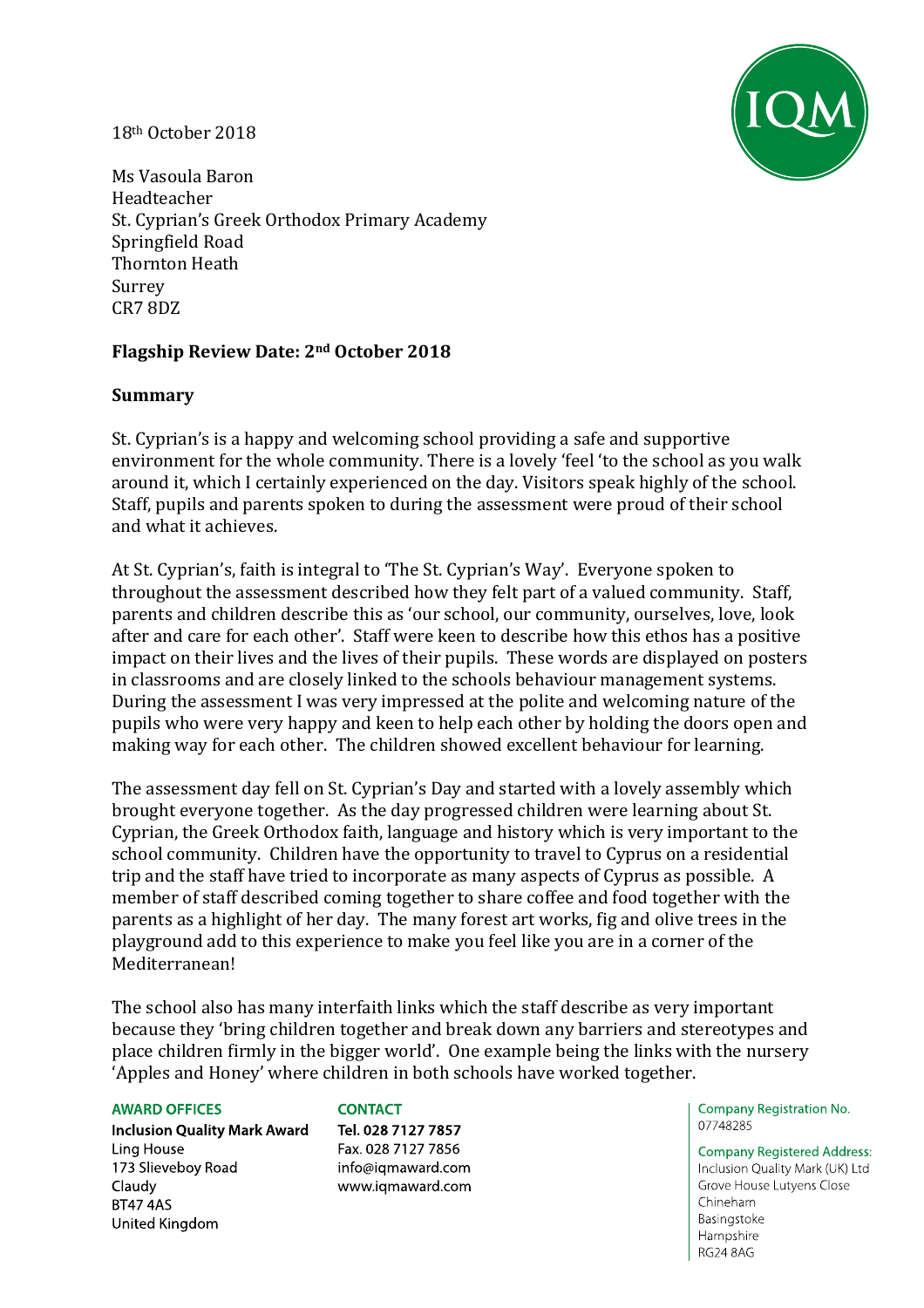18th October 2018

Ms Vasoula Baron
Headteacher
St. Cyprian's Greek Orthodox Primary Academy
Springfield Road
Thornton Heath
Surrey
CR7 8DZ

**Flagship Review Date: 2nd October 2018**

**Summary**

St. Cyprian's is a happy and welcoming school providing a safe and supportive environment for the whole community. There is a lovely 'feel 'to the school as you walk around it, which I certainly experienced on the day. Visitors speak highly of the school. Staff, pupils and parents spoken to during the assessment were proud of their school and what it achieves.

At St. Cyprian's, faith is integral to 'The St. Cyprian's Way'. Everyone spoken to throughout the assessment described how they felt part of a valued community. Staff, parents and children describe this as 'our school, our community, ourselves, love, look after and care for each other'. Staff were keen to describe how this ethos has a positive impact on their lives and the lives of their pupils. These words are displayed on posters in classrooms and are closely linked to the schools behaviour management systems. During the assessment I was very impressed at the polite and welcoming nature of the pupils who were very happy and keen to help each other by holding the doors open and making way for each other. The children showed excellent behaviour for learning.

The assessment day fell on St. Cyprian's Day and started with a lovely assembly which brought everyone together. As the day progressed children were learning about St. Cyprian, the Greek Orthodox faith, language and history which is very important to the school community. Children have the opportunity to travel to Cyprus on a residential trip and the staff have tried to incorporate as many aspects of Cyprus as possible. A member of staff described coming together to share coffee and food together with the parents as a highlight of her day. The many forest art works, fig and olive trees in the playground add to this experience to make you feel like you are in a corner of the Mediterranean!

The school also has many interfaith links which the staff describe as very important because they 'bring children together and break down any barriers and stereotypes and place children firmly in the bigger world'. One example being the links with the nursery 'Apples and Honey' where children in both schools have worked together.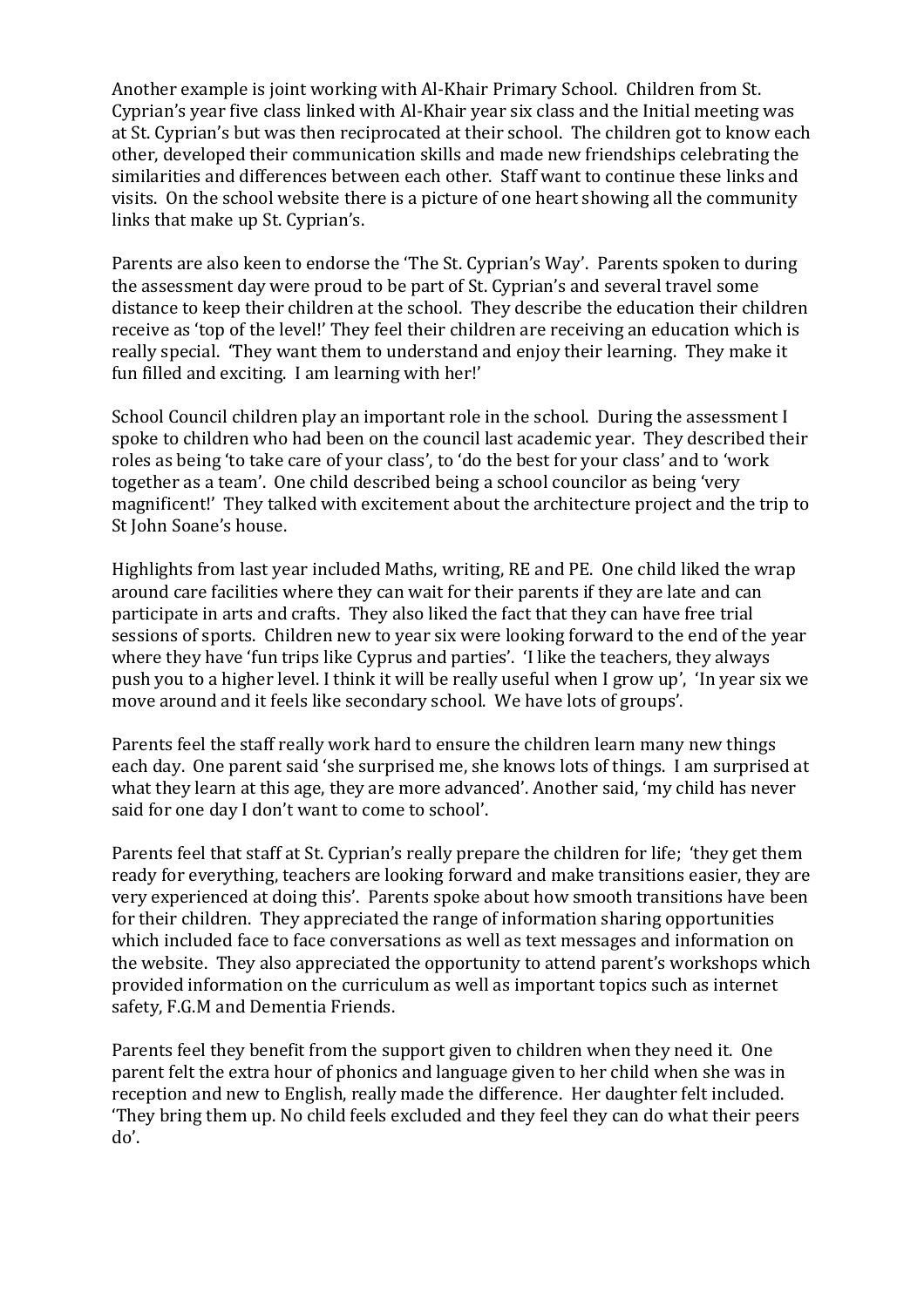Another example is joint working with Al-Khair Primary School. Children from St. Cyprian's year five class linked with Al-Khair year six class and the Initial meeting was at St. Cyprian's but was then reciprocated at their school. The children got to know each other, developed their communication skills and made new friendships celebrating the similarities and differences between each other. Staff want to continue these links and visits. On the school website there is a picture of one heart showing all the community links that make up St. Cyprian's.

Parents are also keen to endorse the 'The St. Cyprian's Way'. Parents spoken to during the assessment day were proud to be part of St. Cyprian's and several travel some distance to keep their children at the school. They describe the education their children receive as 'top of the level!' They feel their children are receiving an education which is really special. 'They want them to understand and enjoy their learning. They make it fun filled and exciting. I am learning with her!'

School Council children play an important role in the school. During the assessment I spoke to children who had been on the council last academic year. They described their roles as being 'to take care of your class', to 'do the best for your class' and to 'work together as a team'. One child described being a school councilor as being 'very magnificent!' They talked with excitement about the architecture project and the trip to St John Soane's house.

Highlights from last year included Maths, writing, RE and PE. One child liked the wrap around care facilities where they can wait for their parents if they are late and can participate in arts and crafts. They also liked the fact that they can have free trial sessions of sports. Children new to year six were looking forward to the end of the year where they have 'fun trips like Cyprus and parties'. 'I like the teachers, they always push you to a higher level. I think it will be really useful when I grow up', 'In year six we move around and it feels like secondary school. We have lots of groups'.

Parents feel the staff really work hard to ensure the children learn many new things each day. One parent said 'she surprised me, she knows lots of things. I am surprised at what they learn at this age, they are more advanced'. Another said, 'my child has never said for one day I don't want to come to school'.

Parents feel that staff at St. Cyprian's really prepare the children for life; 'they get them ready for everything, teachers are looking forward and make transitions easier, they are very experienced at doing this'. Parents spoke about how smooth transitions have been for their children. They appreciated the range of information sharing opportunities which included face to face conversations as well as text messages and information on the website. They also appreciated the opportunity to attend parent's workshops which provided information on the curriculum as well as important topics such as internet safety, F.G.M and Dementia Friends.

Parents feel they benefit from the support given to children when they need it. One parent felt the extra hour of phonics and language given to her child when she was in reception and new to English, really made the difference. Her daughter felt included. 'They bring them up. No child feels excluded and they feel they can do what their peers do'.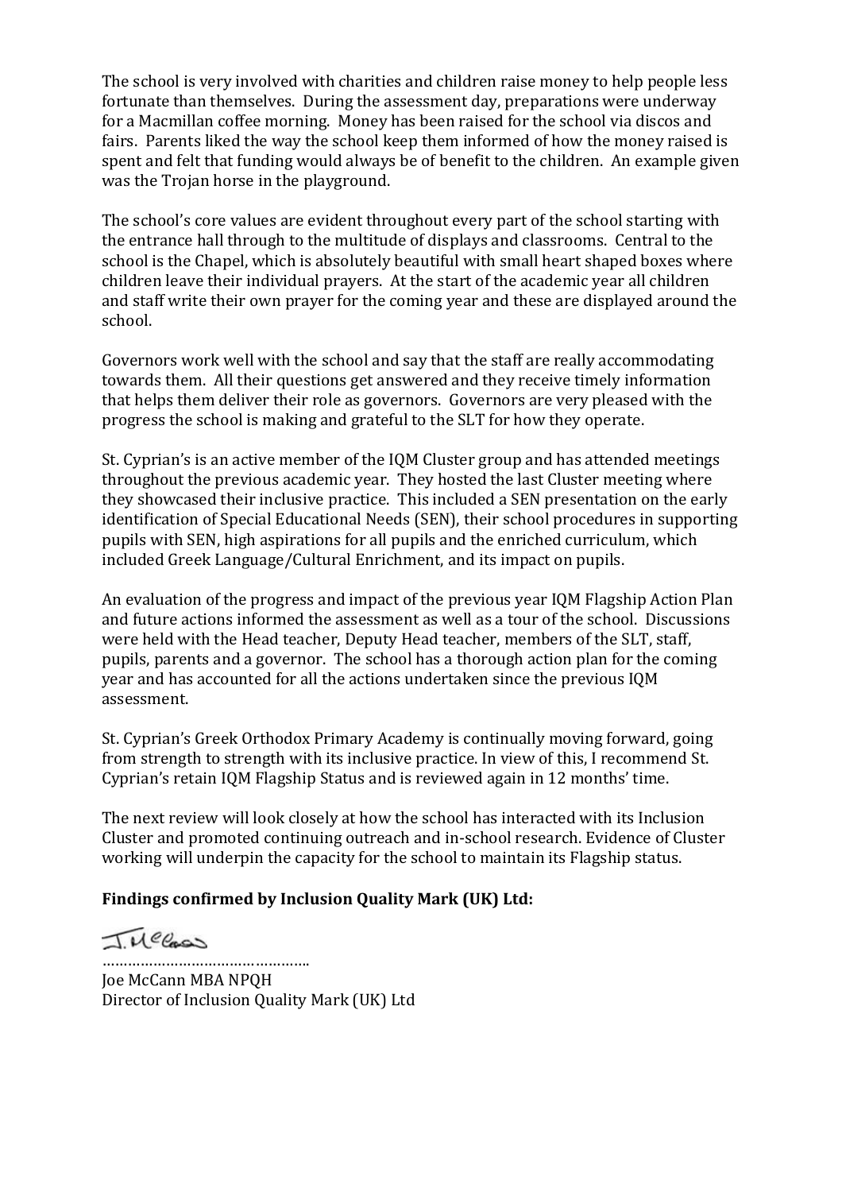The school is very involved with charities and children raise money to help people less fortunate than themselves. During the assessment day, preparations were underway for a Macmillan coffee morning. Money has been raised for the school via discos and fairs. Parents liked the way the school keep them informed of how the money raised is spent and felt that funding would always be of benefit to the children. An example given was the Trojan horse in the playground.

The school's core values are evident throughout every part of the school starting with the entrance hall through to the multitude of displays and classrooms. Central to the school is the Chapel, which is absolutely beautiful with small heart shaped boxes where children leave their individual prayers. At the start of the academic year all children and staff write their own prayer for the coming year and these are displayed around the school.

Governors work well with the school and say that the staff are really accommodating towards them. All their questions get answered and they receive timely information that helps them deliver their role as governors. Governors are very pleased with the progress the school is making and grateful to the SLT for how they operate.

St. Cyprian's is an active member of the IQM Cluster group and has attended meetings throughout the previous academic year. They hosted the last Cluster meeting where they showcased their inclusive practice. This included a SEN presentation on the early identification of Special Educational Needs (SEN), their school procedures in supporting pupils with SEN, high aspirations for all pupils and the enriched curriculum, which included Greek Language/Cultural Enrichment, and its impact on pupils.

An evaluation of the progress and impact of the previous year IQM Flagship Action Plan and future actions informed the assessment as well as a tour of the school. Discussions were held with the Head teacher, Deputy Head teacher, members of the SLT, staff, pupils, parents and a governor. The school has a thorough action plan for the coming year and has accounted for all the actions undertaken since the previous IQM assessment.

St. Cyprian's Greek Orthodox Primary Academy is continually moving forward, going from strength to strength with its inclusive practice. In view of this, I recommend St. Cyprian's retain IQM Flagship Status and is reviewed again in 12 months' time.

The next review will look closely at how the school has interacted with its Inclusion Cluster and promoted continuing outreach and in-school research. Evidence of Cluster working will underpin the capacity for the school to maintain its Flagship status.

**Findings confirmed by Inclusion Quality Mark (UK) Ltd:**

J. McCann

…………………………………………..

Joe McCann MBA NPQH
Director of Inclusion Quality Mark (UK) Ltd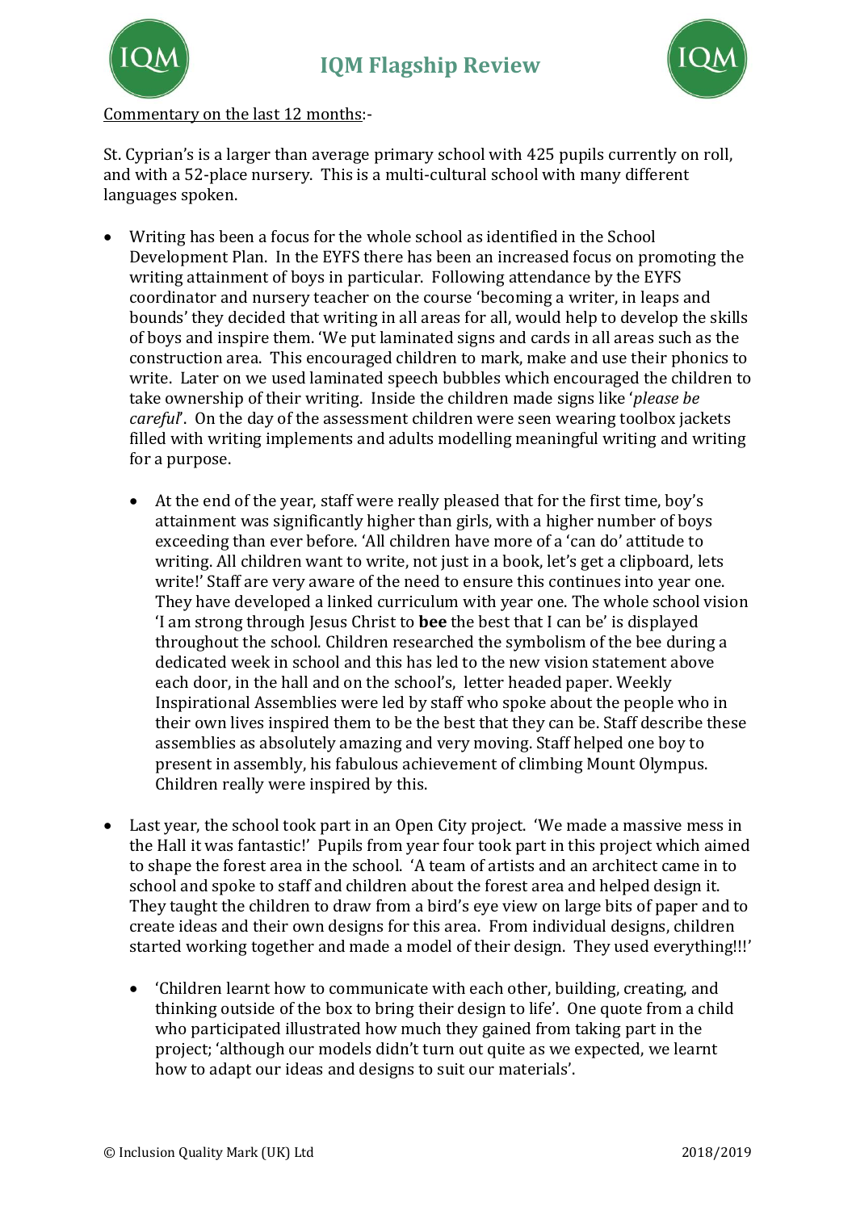Commentary on the last 12 months:-

St. Cyprian's is a larger than average primary school with 425 pupils currently on roll, and with a 52-place nursery. This is a multi-cultural school with many different languages spoken.

- Writing has been a focus for the whole school as identified in the School Development Plan. In the EYFS there has been an increased focus on promoting the writing attainment of boys in particular. Following attendance by the EYFS coordinator and nursery teacher on the course 'becoming a writer, in leaps and bounds' they decided that writing in all areas for all, would help to develop the skills of boys and inspire them. 'We put laminated signs and cards in all areas such as the construction area. This encouraged children to mark, make and use their phonics to write. Later on we used laminated speech bubbles which encouraged the children to take ownership of their writing. Inside the children made signs like '*please be careful*'. On the day of the assessment children were seen wearing toolbox jackets filled with writing implements and adults modelling meaningful writing and writing for a purpose.

  - At the end of the year, staff were really pleased that for the first time, boy's attainment was significantly higher than girls, with a higher number of boys exceeding than ever before. 'All children have more of a 'can do' attitude to writing. All children want to write, not just in a book, let's get a clipboard, lets write!' Staff are very aware of the need to ensure this continues into year one. They have developed a linked curriculum with year one. The whole school vision 'I am strong through Jesus Christ to **bee** the best that I can be' is displayed throughout the school. Children researched the symbolism of the bee during a dedicated week in school and this has led to the new vision statement above each door, in the hall and on the school's, letter headed paper. Weekly Inspirational Assemblies were led by staff who spoke about the people who in their own lives inspired them to be the best that they can be. Staff describe these assemblies as absolutely amazing and very moving. Staff helped one boy to present in assembly, his fabulous achievement of climbing Mount Olympus. Children really were inspired by this.

- Last year, the school took part in an Open City project. 'We made a massive mess in the Hall it was fantastic!' Pupils from year four took part in this project which aimed to shape the forest area in the school. 'A team of artists and an architect came in to school and spoke to staff and children about the forest area and helped design it. They taught the children to draw from a bird's eye view on large bits of paper and to create ideas and their own designs for this area. From individual designs, children started working together and made a model of their design. They used everything!!!'

  - 'Children learnt how to communicate with each other, building, creating, and thinking outside of the box to bring their design to life'. One quote from a child who participated illustrated how much they gained from taking part in the project; 'although our models didn't turn out quite as we expected, we learnt how to adapt our ideas and designs to suit our materials'.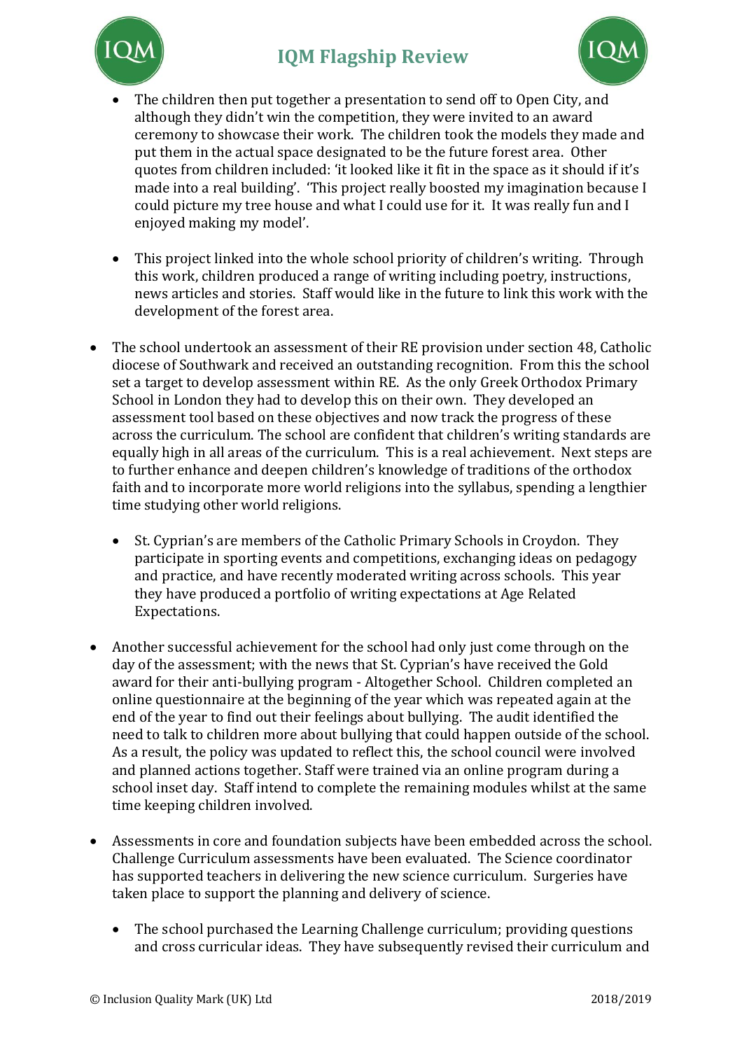- The children then put together a presentation to send off to Open City, and although they didn't win the competition, they were invited to an award ceremony to showcase their work. The children took the models they made and put them in the actual space designated to be the future forest area. Other quotes from children included: 'it looked like it fit in the space as it should if it's made into a real building'. 'This project really boosted my imagination because I could picture my tree house and what I could use for it. It was really fun and I enjoyed making my model'.

- This project linked into the whole school priority of children's writing. Through this work, children produced a range of writing including poetry, instructions, news articles and stories. Staff would like in the future to link this work with the development of the forest area.

- The school undertook an assessment of their RE provision under section 48, Catholic diocese of Southwark and received an outstanding recognition. From this the school set a target to develop assessment within RE. As the only Greek Orthodox Primary School in London they had to develop this on their own. They developed an assessment tool based on these objectives and now track the progress of these across the curriculum. The school are confident that children's writing standards are equally high in all areas of the curriculum. This is a real achievement. Next steps are to further enhance and deepen children's knowledge of traditions of the orthodox faith and to incorporate more world religions into the syllabus, spending a lengthier time studying other world religions.

  - St. Cyprian's are members of the Catholic Primary Schools in Croydon. They participate in sporting events and competitions, exchanging ideas on pedagogy and practice, and have recently moderated writing across schools. This year they have produced a portfolio of writing expectations at Age Related Expectations.

- Another successful achievement for the school had only just come through on the day of the assessment; with the news that St. Cyprian's have received the Gold award for their anti-bullying program - Altogether School. Children completed an online questionnaire at the beginning of the year which was repeated again at the end of the year to find out their feelings about bullying. The audit identified the need to talk to children more about bullying that could happen outside of the school. As a result, the policy was updated to reflect this, the school council were involved and planned actions together. Staff were trained via an online program during a school inset day. Staff intend to complete the remaining modules whilst at the same time keeping children involved.

- Assessments in core and foundation subjects have been embedded across the school. Challenge Curriculum assessments have been evaluated. The Science coordinator has supported teachers in delivering the new science curriculum. Surgeries have taken place to support the planning and delivery of science.

  - The school purchased the Learning Challenge curriculum; providing questions and cross curricular ideas. They have subsequently revised their curriculum and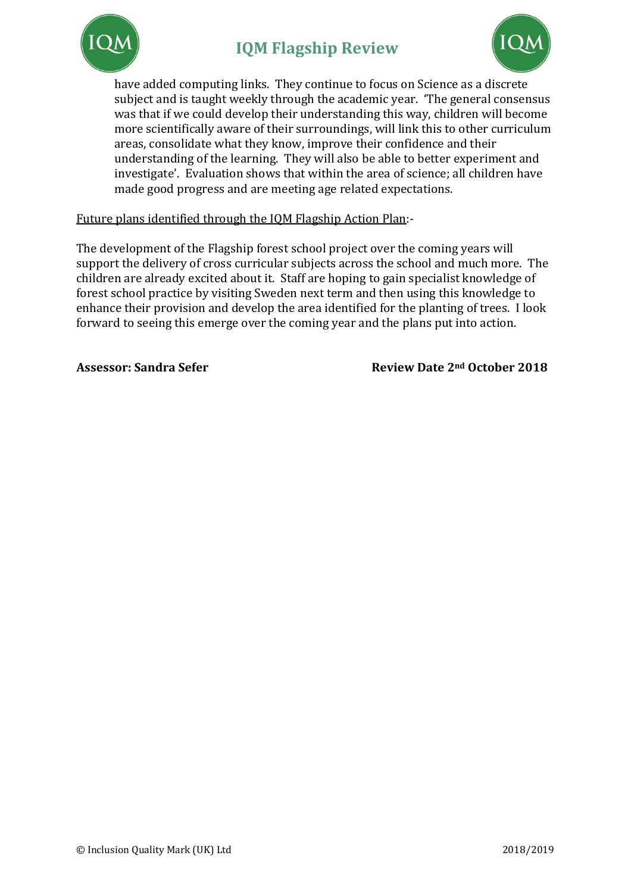have added computing links. They continue to focus on Science as a discrete subject and is taught weekly through the academic year. 'The general consensus was that if we could develop their understanding this way, children will become more scientifically aware of their surroundings, will link this to other curriculum areas, consolidate what they know, improve their confidence and their understanding of the learning. They will also be able to better experiment and investigate'. Evaluation shows that within the area of science; all children have made good progress and are meeting age related expectations.

Future plans identified through the IQM Flagship Action Plan:-

The development of the Flagship forest school project over the coming years will support the delivery of cross curricular subjects across the school and much more. The children are already excited about it. Staff are hoping to gain specialist knowledge of forest school practice by visiting Sweden next term and then using this knowledge to enhance their provision and develop the area identified for the planting of trees. I look forward to seeing this emerge over the coming year and the plans put into action.

**Assessor: Sandra Sefer** **Review Date 2nd October 2018**